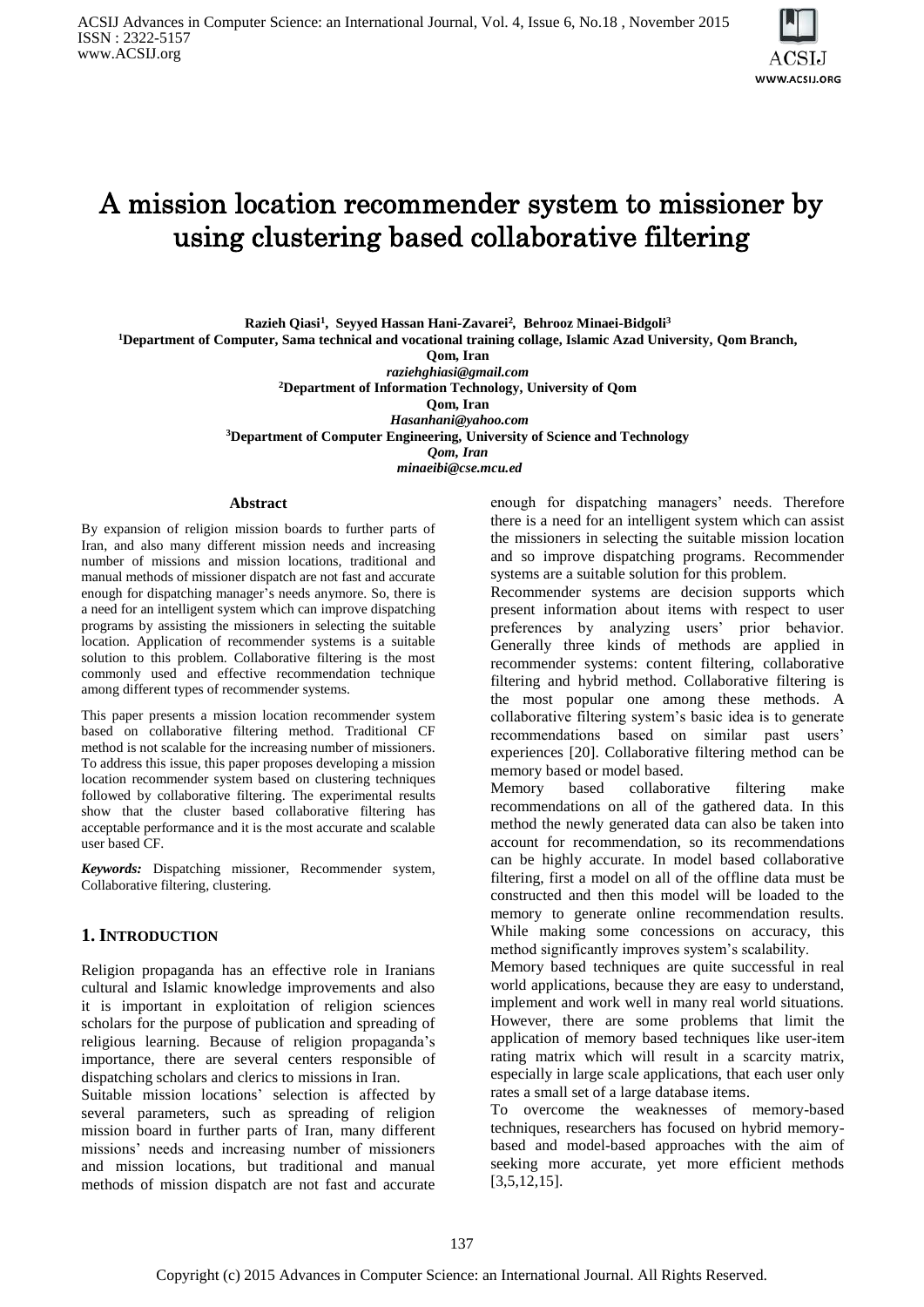# A mission location recommender system to missioner by using clustering based collaborative filtering

**Razieh Qiasi[1], Seyyed Hassan Hani-Zavarei[2], Behrooz Minaei-Bidgoli[3]**

**[1]Department of Computer, Sama technical and vocational training collage, Islamic Azad University, Qom Branch, Qom, Iran**
*raziehghiasi@gmail.com*

**[2]Department of Information Technology, University of Qom**
**Qom, Iran**
*Hasanhani@yahoo.com*

**[3]Department of Computer Engineering, University of Science and Technology**
***Qom, Iran***
*minaeibi@cse.mcu.ed*

### Abstract

By expansion of religion mission boards to further parts of Iran, and also many different mission needs and increasing number of missions and mission locations, traditional and manual methods of missioner dispatch are not fast and accurate enough for dispatching manager's needs anymore. So, there is a need for an intelligent system which can improve dispatching programs by assisting the missioners in selecting the suitable location. Application of recommender systems is a suitable solution to this problem. Collaborative filtering is the most commonly used and effective recommendation technique among different types of recommender systems.

This paper presents a mission location recommender system based on collaborative filtering method. Traditional CF method is not scalable for the increasing number of missioners. To address this issue, this paper proposes developing a mission location recommender system based on clustering techniques followed by collaborative filtering. The experimental results show that the cluster based collaborative filtering has acceptable performance and it is the most accurate and scalable user based CF.

***Keywords:*** Dispatching missioner, Recommender system, Collaborative filtering, clustering.

## 1. Introduction

Religion propaganda has an effective role in Iranians cultural and Islamic knowledge improvements and also it is important in exploitation of religion sciences scholars for the purpose of publication and spreading of religious learning. Because of religion propaganda's importance, there are several centers responsible of dispatching scholars and clerics to missions in Iran.

Suitable mission locations' selection is affected by several parameters, such as spreading of religion mission board in further parts of Iran, many different missions' needs and increasing number of missioners and mission locations, but traditional and manual methods of mission dispatch are not fast and accurate enough for dispatching managers' needs. Therefore there is a need for an intelligent system which can assist the missioners in selecting the suitable mission location and so improve dispatching programs. Recommender systems are a suitable solution for this problem.

Recommender systems are decision supports which present information about items with respect to user preferences by analyzing users' prior behavior. Generally three kinds of methods are applied in recommender systems: content filtering, collaborative filtering and hybrid method. Collaborative filtering is the most popular one among these methods. A collaborative filtering system's basic idea is to generate recommendations based on similar past users' experiences [20]. Collaborative filtering method can be memory based or model based.

Memory based collaborative filtering make recommendations on all of the gathered data. In this method the newly generated data can also be taken into account for recommendation, so its recommendations can be highly accurate. In model based collaborative filtering, first a model on all of the offline data must be constructed and then this model will be loaded to the memory to generate online recommendation results. While making some concessions on accuracy, this method significantly improves system's scalability.

Memory based techniques are quite successful in real world applications, because they are easy to understand, implement and work well in many real world situations. However, there are some problems that limit the application of memory based techniques like user-item rating matrix which will result in a scarcity matrix, especially in large scale applications, that each user only rates a small set of a large database items.

To overcome the weaknesses of memory-based techniques, researchers has focused on hybrid memory-based and model-based approaches with the aim of seeking more accurate, yet more efficient methods [3,5,12,15].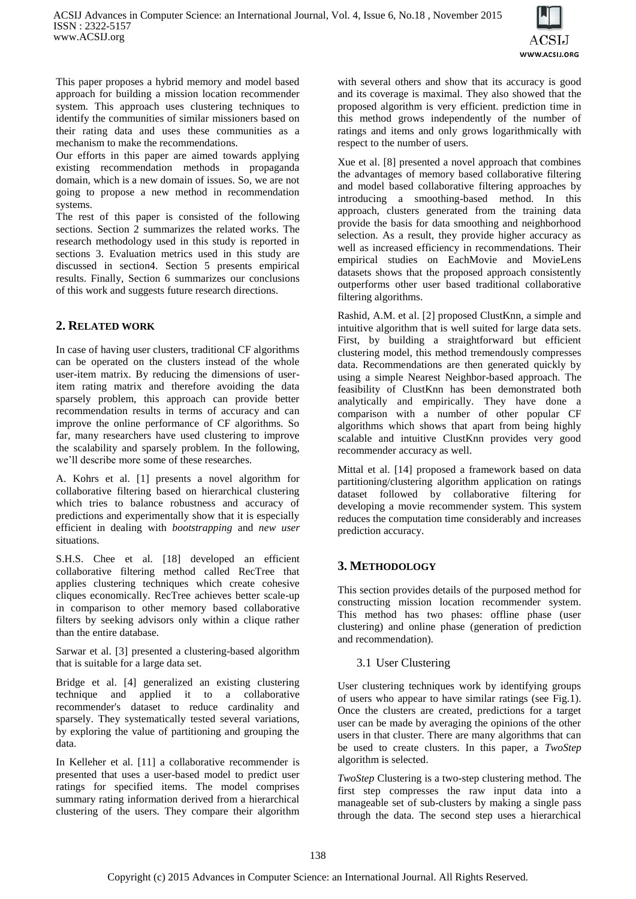This paper proposes a hybrid memory and model based approach for building a mission location recommender system. This approach uses clustering techniques to identify the communities of similar missioners based on their rating data and uses these communities as a mechanism to make the recommendations.

Our efforts in this paper are aimed towards applying existing recommendation methods in propaganda domain, which is a new domain of issues. So, we are not going to propose a new method in recommendation systems.

The rest of this paper is consisted of the following sections. Section 2 summarizes the related works. The research methodology used in this study is reported in sections 3. Evaluation metrics used in this study are discussed in section4. Section 5 presents empirical results. Finally, Section 6 summarizes our conclusions of this work and suggests future research directions.

## 2. Related work

In case of having user clusters, traditional CF algorithms can be operated on the clusters instead of the whole user-item matrix. By reducing the dimensions of user-item rating matrix and therefore avoiding the data sparsely problem, this approach can provide better recommendation results in terms of accuracy and can improve the online performance of CF algorithms. So far, many researchers have used clustering to improve the scalability and sparsely problem. In the following, we'll describe more some of these researches.

A. Kohrs et al. [1] presents a novel algorithm for collaborative filtering based on hierarchical clustering which tries to balance robustness and accuracy of predictions and experimentally show that it is especially efficient in dealing with *bootstrapping* and *new user* situations.

S.H.S. Chee et al. [18] developed an efficient collaborative filtering method called RecTree that applies clustering techniques which create cohesive cliques economically. RecTree achieves better scale-up in comparison to other memory based collaborative filters by seeking advisors only within a clique rather than the entire database.

Sarwar et al. [3] presented a clustering-based algorithm that is suitable for a large data set.

Bridge et al. [4] generalized an existing clustering technique and applied it to a collaborative recommender's dataset to reduce cardinality and sparsely. They systematically tested several variations, by exploring the value of partitioning and grouping the data.

In Kelleher et al. [11] a collaborative recommender is presented that uses a user-based model to predict user ratings for specified items. The model comprises summary rating information derived from a hierarchical clustering of the users. They compare their algorithm with several others and show that its accuracy is good and its coverage is maximal. They also showed that the proposed algorithm is very efficient. prediction time in this method grows independently of the number of ratings and items and only grows logarithmically with respect to the number of users.

Xue et al. [8] presented a novel approach that combines the advantages of memory based collaborative filtering and model based collaborative filtering approaches by introducing a smoothing-based method. In this approach, clusters generated from the training data provide the basis for data smoothing and neighborhood selection. As a result, they provide higher accuracy as well as increased efficiency in recommendations. Their empirical studies on EachMovie and MovieLens datasets shows that the proposed approach consistently outperforms other user based traditional collaborative filtering algorithms.

Rashid, A.M. et al. [2] proposed ClustKnn, a simple and intuitive algorithm that is well suited for large data sets. First, by building a straightforward but efficient clustering model, this method tremendously compresses data. Recommendations are then generated quickly by using a simple Nearest Neighbor-based approach. The feasibility of ClustKnn has been demonstrated both analytically and empirically. They have done a comparison with a number of other popular CF algorithms which shows that apart from being highly scalable and intuitive ClustKnn provides very good recommender accuracy as well.

Mittal et al. [14] proposed a framework based on data partitioning/clustering algorithm application on ratings dataset followed by collaborative filtering for developing a movie recommender system. This system reduces the computation time considerably and increases prediction accuracy.

## 3. Methodology

This section provides details of the purposed method for constructing mission location recommender system. This method has two phases: offline phase (user clustering) and online phase (generation of prediction and recommendation).

### 3.1 User Clustering

User clustering techniques work by identifying groups of users who appear to have similar ratings (see Fig.1). Once the clusters are created, predictions for a target user can be made by averaging the opinions of the other users in that cluster. There are many algorithms that can be used to create clusters. In this paper, a *TwoStep* algorithm is selected.

*TwoStep* Clustering is a two-step clustering method. The first step compresses the raw input data into a manageable set of sub-clusters by making a single pass through the data. The second step uses a hierarchical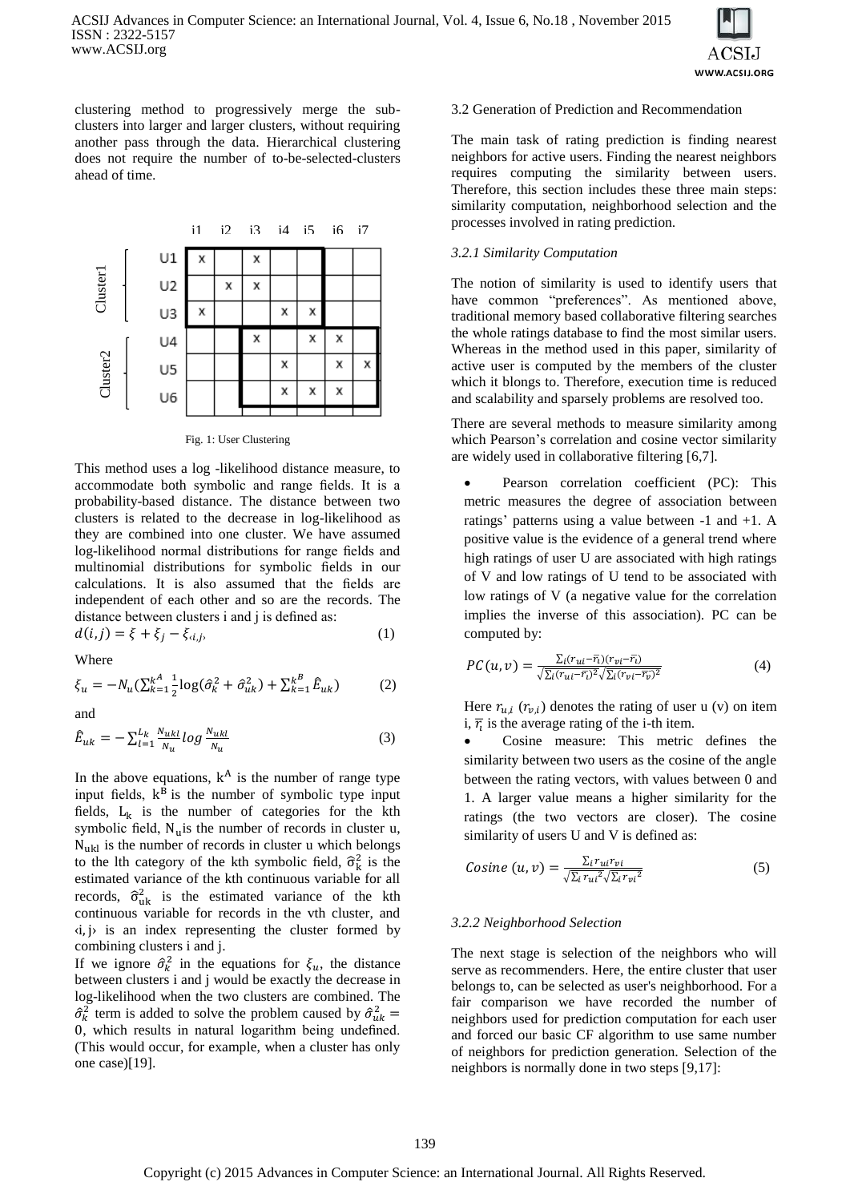clustering method to progressively merge the sub-clusters into larger and larger clusters, without requiring another pass through the data. Hierarchical clustering does not require the number of to-be-selected-clusters ahead of time.

|  |  | i1 | i2 | i3 | i4 | i5 | i6 | i7 |
|---|---|---|---|---|---|---|---|---|
| Cluster1 | U1 | x |  | x |  |  |  |  |
|  | U2 |  | x | x |  |  |  |  |
|  | U3 | x |  |  | x | x |  |  |
| Cluster2 | U4 |  |  | x |  | x | x |  |
|  | U5 |  |  |  | x |  | x | x |
|  | U6 |  |  |  | x | x | x |  |

Fig. 1: User Clustering

This method uses a log -likelihood distance measure, to accommodate both symbolic and range fields. It is a probability-based distance. The distance between two clusters is related to the decrease in log-likelihood as they are combined into one cluster. We have assumed log-likelihood normal distributions for range fields and multinomial distributions for symbolic fields in our calculations. It is also assumed that the fields are independent of each other and so are the records. The distance between clusters i and j is defined as:

$$d(i,j) = \xi + \xi_j - \xi_{\langle i,j \rangle} \quad (1)$$

Where

$$\xi_u = -N_u\left(\sum_{k=1}^{k^A} \frac{1}{2}\log(\hat{\sigma}_k^2 + \hat{\sigma}_{uk}^2) + \sum_{k=1}^{k^B} \hat{E}_{uk}\right) \quad (2)$$

and

$$\hat{E}_{uk} = -\sum_{l=1}^{L_k} \frac{N_{ukl}}{N_u} \log \frac{N_{ukl}}{N_u} \quad (3)$$

In the above equations, $k^A$ is the number of range type input fields, $k^B$ is the number of symbolic type input fields, $L_k$ is the number of categories for the kth symbolic field, $N_u$ is the number of records in cluster u, $N_{ukl}$ is the number of records in cluster u which belongs to the lth category of the kth symbolic field, $\hat{\sigma}_k^2$ is the estimated variance of the kth continuous variable for all records, $\hat{\sigma}_{uk}^2$ is the estimated variance of the kth continuous variable for records in the vth cluster, and $\langle i,j \rangle$ is an index representing the cluster formed by combining clusters i and j.

If we ignore $\hat{\sigma}_k^2$ in the equations for $\xi_u$, the distance between clusters i and j would be exactly the decrease in log-likelihood when the two clusters are combined. The $\hat{\sigma}_k^2$ term is added to solve the problem caused by $\hat{\sigma}_{uk}^2 = 0$, which results in natural logarithm being undefined. (This would occur, for example, when a cluster has only one case)[19].

3.2 Generation of Prediction and Recommendation

The main task of rating prediction is finding nearest neighbors for active users. Finding the nearest neighbors requires computing the similarity between users. Therefore, this section includes these three main steps: similarity computation, neighborhood selection and the processes involved in rating prediction.

#### *3.2.1 Similarity Computation*

The notion of similarity is used to identify users that have common "preferences". As mentioned above, traditional memory based collaborative filtering searches the whole ratings database to find the most similar users. Whereas in the method used in this paper, similarity of active user is computed by the members of the cluster which it blongs to. Therefore, execution time is reduced and scalability and sparsely problems are resolved too.

There are several methods to measure similarity among which Pearson's correlation and cosine vector similarity are widely used in collaborative filtering [6,7].

- Pearson correlation coefficient (PC): This metric measures the degree of association between ratings' patterns using a value between -1 and +1. A positive value is the evidence of a general trend where high ratings of user U are associated with high ratings of V and low ratings of U tend to be associated with low ratings of V (a negative value for the correlation implies the inverse of this association). PC can be computed by:

$$PC(u,v) = \frac{\sum_i (r_{ui} - \bar{r}_i)(r_{vi} - \bar{r}_i)}{\sqrt{\sum_i (r_{ui} - \bar{r}_i)^2}\sqrt{\sum_i (r_{vi} - \bar{r}_v)^2}} \quad (4)$$

  Here $r_{u,i}$ ($r_{v,i}$) denotes the rating of user u (v) on item i, $\bar{r}_i$ is the average rating of the i-th item.

- Cosine measure: This metric defines the similarity between two users as the cosine of the angle between the rating vectors, with values between 0 and 1. A larger value means a higher similarity for the ratings (the two vectors are closer). The cosine similarity of users U and V is defined as:

$$Cosine\,(u,v) = \frac{\sum_i r_{ui} r_{vi}}{\sqrt{\sum_i {r_{ui}}^2}\sqrt{\sum_i {r_{vi}}^2}} \quad (5)$$

#### *3.2.2 Neighborhood Selection*

The next stage is selection of the neighbors who will serve as recommenders. Here, the entire cluster that user belongs to, can be selected as user's neighborhood. For a fair comparison we have recorded the number of neighbors used for prediction computation for each user and forced our basic CF algorithm to use same number of neighbors for prediction generation. Selection of the neighbors is normally done in two steps [9,17]: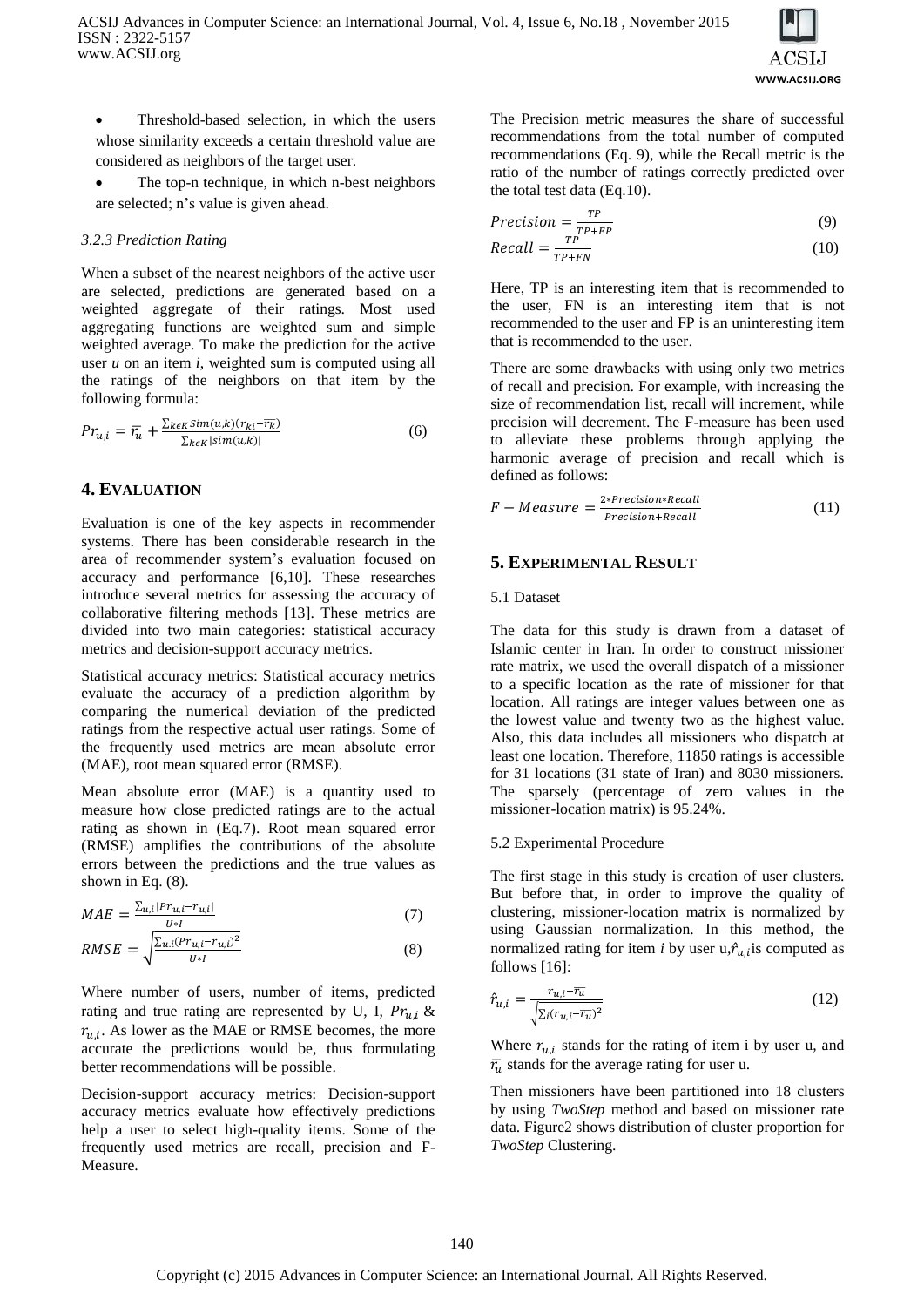- Threshold-based selection, in which the users whose similarity exceeds a certain threshold value are considered as neighbors of the target user.
- The top-n technique, in which n-best neighbors are selected; n's value is given ahead.

#### *3.2.3 Prediction Rating*

When a subset of the nearest neighbors of the active user are selected, predictions are generated based on a weighted aggregate of their ratings. Most used aggregating functions are weighted sum and simple weighted average. To make the prediction for the active user *u* on an item *i*, weighted sum is computed using all the ratings of the neighbors on that item by the following formula:

$$Pr_{u,i} = \overline{r_u} + \frac{\sum_{k \in K} Sim(u,k)(r_{ki} - \overline{r_k})}{\sum_{k \in K} |sim(u,k)|} \quad (6)$$

## 4. EVALUATION

Evaluation is one of the key aspects in recommender systems. There has been considerable research in the area of recommender system's evaluation focused on accuracy and performance [6,10]. These researches introduce several metrics for assessing the accuracy of collaborative filtering methods [13]. These metrics are divided into two main categories: statistical accuracy metrics and decision-support accuracy metrics.

Statistical accuracy metrics: Statistical accuracy metrics evaluate the accuracy of a prediction algorithm by comparing the numerical deviation of the predicted ratings from the respective actual user ratings. Some of the frequently used metrics are mean absolute error (MAE), root mean squared error (RMSE).

Mean absolute error (MAE) is a quantity used to measure how close predicted ratings are to the actual rating as shown in (Eq.7). Root mean squared error (RMSE) amplifies the contributions of the absolute errors between the predictions and the true values as shown in Eq. (8).

$$MAE = \frac{\sum_{u,i} |Pr_{u,i} - r_{u,i}|}{U * I} \quad (7)$$

$$RMSE = \sqrt{\frac{\sum_{u,i} (Pr_{u,i} - r_{u,i})^2}{U * I}} \quad (8)$$

Where number of users, number of items, predicted rating and true rating are represented by U, I, $Pr_{u,i}$ & $r_{u,i}$. As lower as the MAE or RMSE becomes, the more accurate the predictions would be, thus formulating better recommendations will be possible.

Decision-support accuracy metrics: Decision-support accuracy metrics evaluate how effectively predictions help a user to select high-quality items. Some of the frequently used metrics are recall, precision and F-Measure.

The Precision metric measures the share of successful recommendations from the total number of computed recommendations (Eq. 9), while the Recall metric is the ratio of the number of ratings correctly predicted over the total test data (Eq.10).

$$Precision = \frac{TP}{TP + FP} \quad (9)$$

$$Recall = \frac{TP}{TP + FN} \quad (10)$$

Here, TP is an interesting item that is recommended to the user, FN is an interesting item that is not recommended to the user and FP is an uninteresting item that is recommended to the user.

There are some drawbacks with using only two metrics of recall and precision. For example, with increasing the size of recommendation list, recall will increment, while precision will decrement. The F-measure has been used to alleviate these problems through applying the harmonic average of precision and recall which is defined as follows:

$$F - Measure = \frac{2 * Precision * Recall}{Precision + Recall} \quad (11)$$

## 5. EXPERIMENTAL RESULT

### 5.1 Dataset

The data for this study is drawn from a dataset of Islamic center in Iran. In order to construct missioner rate matrix, we used the overall dispatch of a missioner to a specific location as the rate of missioner for that location. All ratings are integer values between one as the lowest value and twenty two as the highest value. Also, this data includes all missioners who dispatch at least one location. Therefore, 11850 ratings is accessible for 31 locations (31 state of Iran) and 8030 missioners. The sparsely (percentage of zero values in the missioner-location matrix) is 95.24%.

### 5.2 Experimental Procedure

The first stage in this study is creation of user clusters. But before that, in order to improve the quality of clustering, missioner-location matrix is normalized by using Gaussian normalization. In this method, the normalized rating for item *i* by user u, $\hat{r}_{u,i}$ is computed as follows [16]:

$$\hat{r}_{u,i} = \frac{r_{u,i} - \overline{r_u}}{\sqrt{\sum_i (r_{u,i} - \overline{r_u})^2}} \quad (12)$$

Where $r_{u,i}$ stands for the rating of item i by user u, and $\overline{r_u}$ stands for the average rating for user u.

Then missioners have been partitioned into 18 clusters by using *TwoStep* method and based on missioner rate data. Figure2 shows distribution of cluster proportion for *TwoStep* Clustering.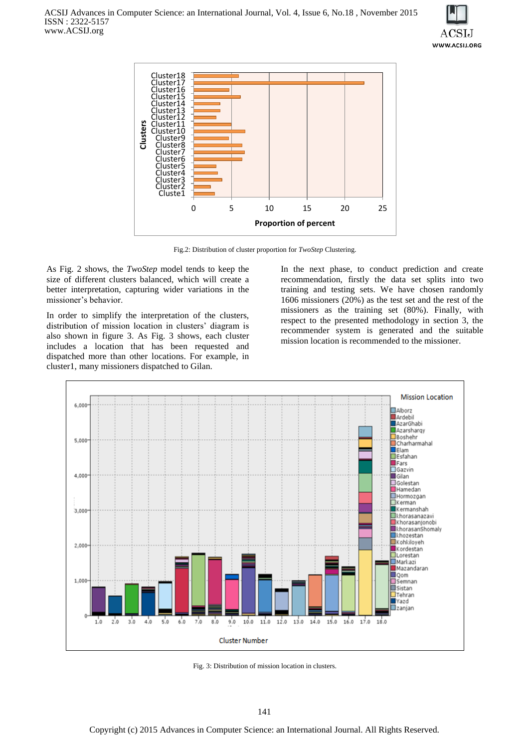Fig.2: Distribution of cluster proportion for *TwoStep* Clustering.

As Fig. 2 shows, the *TwoStep* model tends to keep the size of different clusters balanced, which will create a better interpretation, capturing wider variations in the missioner's behavior.

In order to simplify the interpretation of the clusters, distribution of mission location in clusters' diagram is also shown in figure 3. As Fig. 3 shows, each cluster includes a location that has been requested and dispatched more than other locations. For example, in cluster1, many missioners dispatched to Gilan.

In the next phase, to conduct prediction and create recommendation, firstly the data set splits into two training and testing sets. We have chosen randomly 1606 missioners (20%) as the test set and the rest of the missioners as the training set (80%). Finally, with respect to the presented methodology in section 3, the recommender system is generated and the suitable mission location is recommended to the missioner.

Fig. 3: Distribution of mission location in clusters.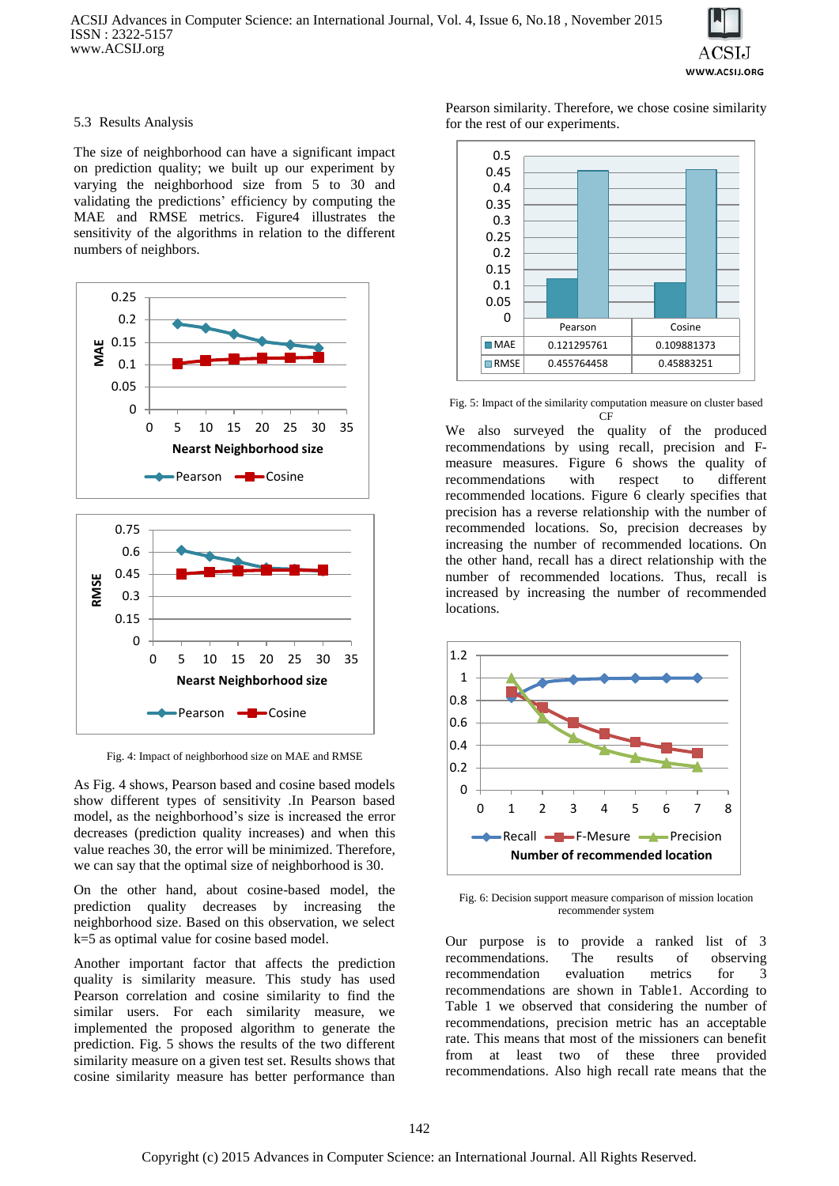### 5.3 Results Analysis

The size of neighborhood can have a significant impact on prediction quality; we built up our experiment by varying the neighborhood size from 5 to 30 and validating the predictions' efficiency by computing the MAE and RMSE metrics. Figure4 illustrates the sensitivity of the algorithms in relation to the different numbers of neighbors.

Fig. 4: Impact of neighborhood size on MAE and RMSE

As Fig. 4 shows, Pearson based and cosine based models show different types of sensitivity .In Pearson based model, as the neighborhood's size is increased the error decreases (prediction quality increases) and when this value reaches 30, the error will be minimized. Therefore, we can say that the optimal size of neighborhood is 30.

On the other hand, about cosine-based model, the prediction quality decreases by increasing the neighborhood size. Based on this observation, we select k=5 as optimal value for cosine based model.

Another important factor that affects the prediction quality is similarity measure. This study has used Pearson correlation and cosine similarity to find the similar users. For each similarity measure, we implemented the proposed algorithm to generate the prediction. Fig. 5 shows the results of the two different similarity measure on a given test set. Results shows that cosine similarity measure has better performance than Pearson similarity. Therefore, we chose cosine similarity for the rest of our experiments.

| | Pearson | Cosine |
|---|---|---|
| MAE | 0.121295761 | 0.109881373 |
| RMSE | 0.455764458 | 0.45883251 |

Fig. 5: Impact of the similarity computation measure on cluster based CF

We also surveyed the quality of the produced recommendations by using recall, precision and F-measure measures. Figure 6 shows the quality of recommendations with respect to different recommended locations. Figure 6 clearly specifies that precision has a reverse relationship with the number of recommended locations. So, precision decreases by increasing the number of recommended locations. On the other hand, recall has a direct relationship with the number of recommended locations. Thus, recall is increased by increasing the number of recommended locations.

Fig. 6: Decision support measure comparison of mission location recommender system

Our purpose is to provide a ranked list of 3 recommendations. The results of observing recommendation evaluation metrics for 3 recommendations are shown in Table1. According to Table 1 we observed that considering the number of recommendations, precision metric has an acceptable rate. This means that most of the missioners can benefit from at least two of these three provided recommendations. Also high recall rate means that the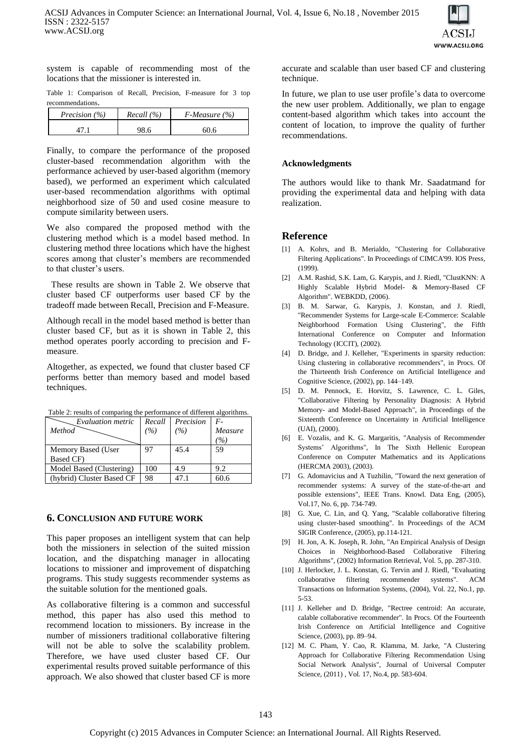system is capable of recommending most of the locations that the missioner is interested in.

Table 1: Comparison of Recall, Precision, F-measure for 3 top recommendations.

| *Precision (%)* | *Recall (%)* | *F-Measure (%)* |
| --- | --- | --- |
| 47.1 | 98.6 | 60.6 |

Finally, to compare the performance of the proposed cluster-based recommendation algorithm with the performance achieved by user-based algorithm (memory based), we performed an experiment which calculated user-based recommendation algorithms with optimal neighborhood size of 50 and used cosine measure to compute similarity between users.

We also compared the proposed method with the clustering method which is a model based method. In clustering method three locations which have the highest scores among that cluster's members are recommended to that cluster's users.

These results are shown in Table 2. We observe that cluster based CF outperforms user based CF by the tradeoff made between Recall, Precision and F-Measure.

Although recall in the model based method is better than cluster based CF, but as it is shown in Table 2, this method operates poorly according to precision and F-measure.

Altogether, as expected, we found that cluster based CF performs better than memory based and model based techniques.

Table 2: results of comparing the performance of different algorithms.

| *Evaluation metric* / *Method* | *Recall (%)* | *Precision (%)* | *F-Measure (%)* |
| --- | --- | --- | --- |
| Memory Based (User Based CF) | 97 | 45.4 | 59 |
| Model Based (Clustering) | 100 | 4.9 | 9.2 |
| (hybrid) Cluster Based CF | 98 | 47.1 | 60.6 |

## 6. Conclusion and Future Work

This paper proposes an intelligent system that can help both the missioners in selection of the suited mission location, and the dispatching manager in allocating locations to missioner and improvement of dispatching programs. This study suggests recommender systems as the suitable solution for the mentioned goals.

As collaborative filtering is a common and successful method, this paper has also used this method to recommend location to missioners. By increase in the number of missioners traditional collaborative filtering will not be able to solve the scalability problem. Therefore, we have used cluster based CF. Our experimental results proved suitable performance of this approach. We also showed that cluster based CF is more accurate and scalable than user based CF and clustering technique.

In future, we plan to use user profile's data to overcome the new user problem. Additionally, we plan to engage content-based algorithm which takes into account the content of location, to improve the quality of further recommendations.

### Acknowledgments

The authors would like to thank Mr. Saadatmand for providing the experimental data and helping with data realization.

## Reference

[1] A. Kohrs, and B. Merialdo, "Clustering for Collaborative Filtering Applications". In Proceedings of CIMCA'99. IOS Press, (1999).

[2] A.M. Rashid, S.K. Lam, G. Karypis, and J. Riedl, "ClustKNN: A Highly Scalable Hybrid Model- & Memory-Based CF Algorithm". WEBKDD, (2006).

[3] B. M. Sarwar, G. Karypis, J. Konstan, and J. Riedl, "Recommender Systems for Large-scale E-Commerce: Scalable Neighborhood Formation Using Clustering", the Fifth International Conference on Computer and Information Technology (ICCIT), (2002).

[4] D. Bridge, and J. Kelleher, "Experiments in sparsity reduction: Using clustering in collaborative recommenders", in Procs. Of the Thirteenth Irish Conference on Artificial Intelligence and Cognitive Science, (2002), pp. 144–149.

[5] D. M. Pennock, E. Horvitz, S. Lawrence, C. L. Giles, "Collaborative Filtering by Personality Diagnosis: A Hybrid Memory- and Model-Based Approach", in Proceedings of the Sixteenth Conference on Uncertainty in Artificial Intelligence (UAI), (2000).

[6] E. Vozalis, and K. G. Margaritis, "Analysis of Recommender Systems' Algorithms", In The Sixth Hellenic European Conference on Computer Mathematics and its Applications (HERCMA 2003), (2003).

[7] G. Adomavicius and A Tuzhilin, "Toward the next generation of recommender systems: A survey of the state-of-the-art and possible extensions", IEEE Trans. Knowl. Data Eng, (2005), Vol.17, No. 6, pp. 734-749.

[8] G. Xue, C. Lin, and Q. Yang, "Scalable collaborative filtering using cluster-based smoothing". In Proceedings of the ACM SIGIR Conference, (2005), pp.114-121.

[9] H. Jon, A. K. Joseph, R. John, "An Empirical Analysis of Design Choices in Neighborhood-Based Collaborative Filtering Algorithms", (2002) Information Retrieval, Vol. 5, pp. 287-310.

[10] J. Herlocker, J. L. Konstan, G. Tervin and J. Riedl, "Evaluating collaborative filtering recommender systems". ACM Transactions on Information Systems, (2004), Vol. 22, No.1, pp. 5-53.

[11] J. Kelleher and D. Bridge, "Rectree centroid: An accurate, calable collaborative recommender". In Procs. Of the Fourteenth Irish Conference on Artificial Intelligence and Cognitive Science, (2003), pp. 89–94.

[12] M. C. Pham, Y. Cao, R. Klamma, M. Jarke, "A Clustering Approach for Collaborative Filtering Recommendation Using Social Network Analysis", Journal of Universal Computer Science, (2011) , Vol. 17, No.4, pp. 583-604.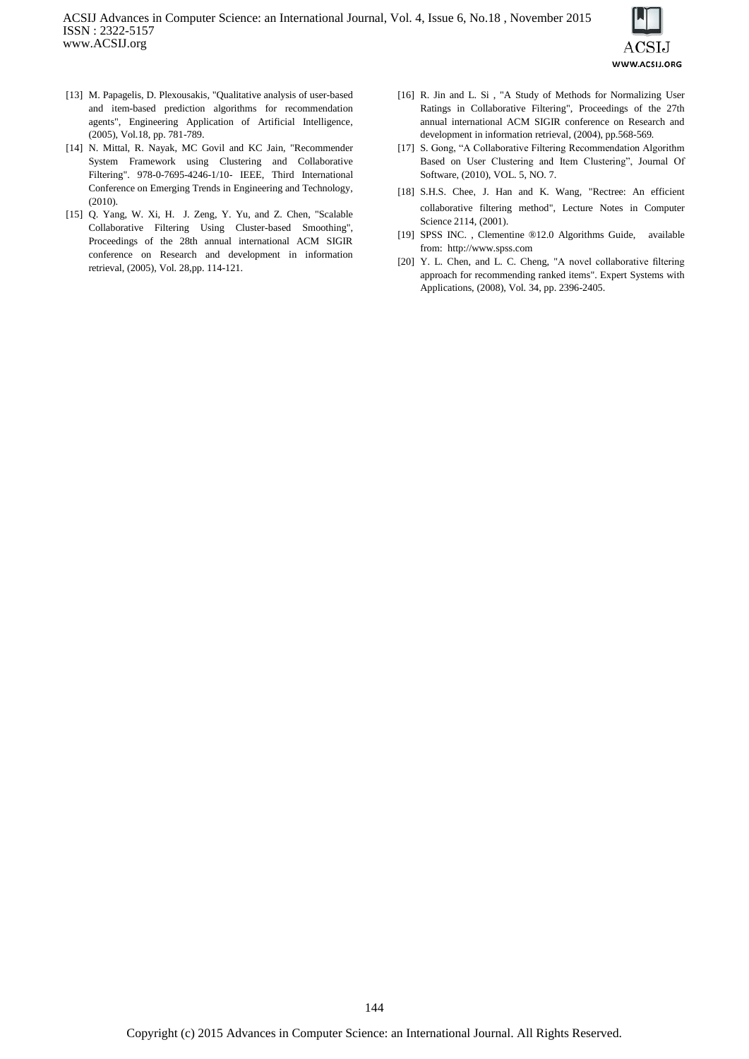[13] M. Papagelis, D. Plexousakis, "Qualitative analysis of user-based and item-based prediction algorithms for recommendation agents", Engineering Application of Artificial Intelligence, (2005), Vol.18, pp. 781-789.

[14] N. Mittal, R. Nayak, MC Govil and KC Jain, "Recommender System Framework using Clustering and Collaborative Filtering". 978-0-7695-4246-1/10- IEEE, Third International Conference on Emerging Trends in Engineering and Technology, (2010).

[15] Q. Yang, W. Xi, H. J. Zeng, Y. Yu, and Z. Chen, "Scalable Collaborative Filtering Using Cluster-based Smoothing", Proceedings of the 28th annual international ACM SIGIR conference on Research and development in information retrieval, (2005), Vol. 28,pp. 114-121.

[16] R. Jin and L. Si , "A Study of Methods for Normalizing User Ratings in Collaborative Filtering", Proceedings of the 27th annual international ACM SIGIR conference on Research and development in information retrieval, (2004), pp.568-569.

[17] S. Gong, "A Collaborative Filtering Recommendation Algorithm Based on User Clustering and Item Clustering", Journal Of Software, (2010), VOL. 5, NO. 7.

[18] S.H.S. Chee, J. Han and K. Wang, "Rectree: An efficient collaborative filtering method", Lecture Notes in Computer Science 2114, (2001).

[19] SPSS INC. , Clementine ®12.0 Algorithms Guide, available from: http://www.spss.com

[20] Y. L. Chen, and L. C. Cheng, "A novel collaborative filtering approach for recommending ranked items". Expert Systems with Applications, (2008), Vol. 34, pp. 2396-2405.